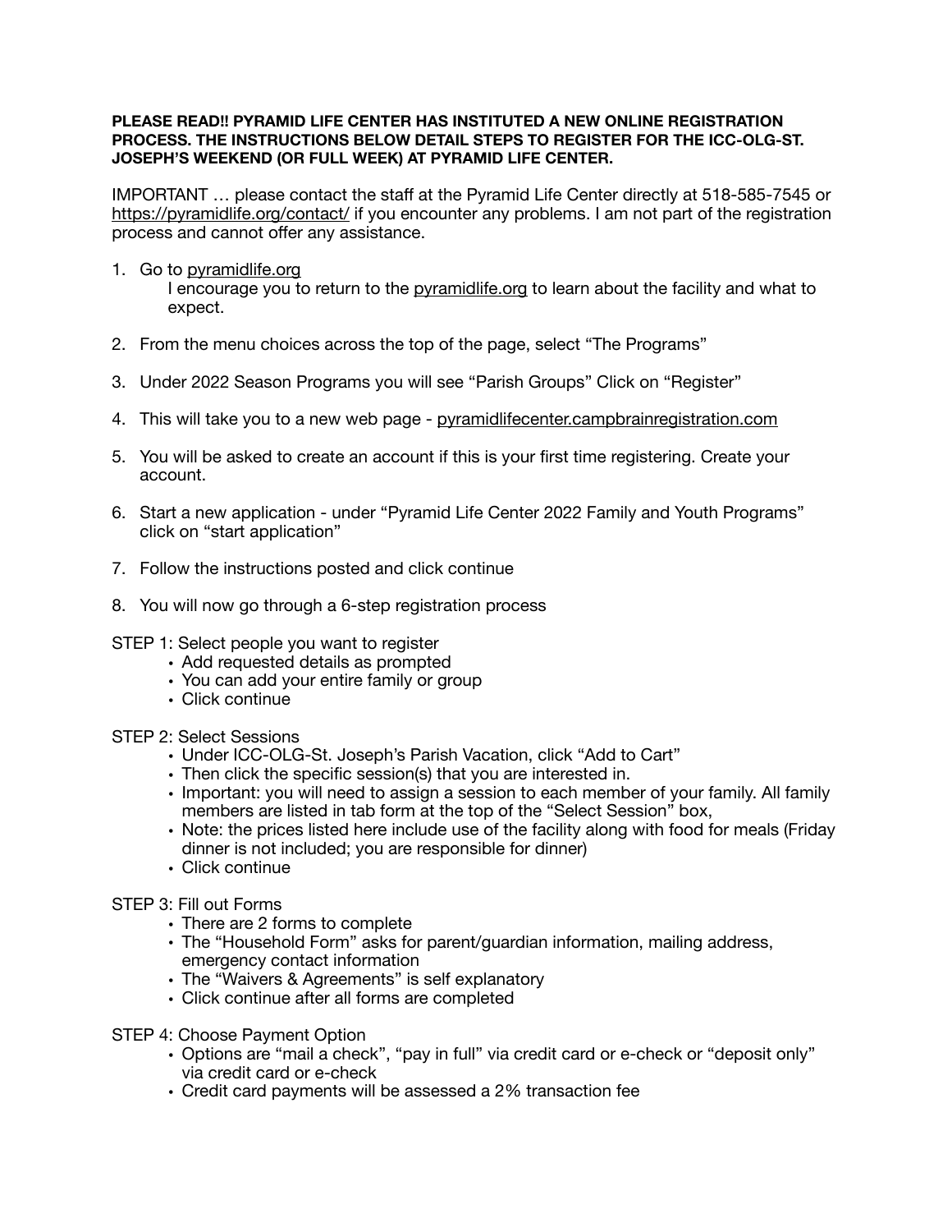**PLEASE READ!! PYRAMID LIFE CENTER HAS INSTITUTED A NEW ONLINE REGISTRATION PROCESS. THE INSTRUCTIONS BELOW DETAIL STEPS TO REGISTER FOR THE ICC-OLG-ST. JOSEPH'S WEEKEND (OR FULL WEEK) AT PYRAMID LIFE CENTER.**

IMPORTANT … please contact the staff at the Pyramid Life Center directly at 518-585-7545 or https://pyramidlife.org/contact/ if you encounter any problems. I am not part of the registration process and cannot offer any assistance.

1. Go to pyramidlife.org
   I encourage you to return to the pyramidlife.org to learn about the facility and what to expect.

2. From the menu choices across the top of the page, select "The Programs"

3. Under 2022 Season Programs you will see "Parish Groups" Click on "Register"

4. This will take you to a new web page - pyramidlifecenter.campbrainregistration.com

5. You will be asked to create an account if this is your first time registering. Create your account.

6. Start a new application - under "Pyramid Life Center 2022 Family and Youth Programs" click on "start application"

7. Follow the instructions posted and click continue

8. You will now go through a 6-step registration process

STEP 1: Select people you want to register
- Add requested details as prompted
- You can add your entire family or group
- Click continue

STEP 2: Select Sessions
- Under ICC-OLG-St. Joseph's Parish Vacation, click "Add to Cart"
- Then click the specific session(s) that you are interested in.
- Important: you will need to assign a session to each member of your family. All family members are listed in tab form at the top of the "Select Session" box,
- Note: the prices listed here include use of the facility along with food for meals (Friday dinner is not included; you are responsible for dinner)
- Click continue

STEP 3: Fill out Forms
- There are 2 forms to complete
- The "Household Form" asks for parent/guardian information, mailing address, emergency contact information
- The "Waivers & Agreements" is self explanatory
- Click continue after all forms are completed

STEP 4: Choose Payment Option
- Options are "mail a check", "pay in full" via credit card or e-check or "deposit only" via credit card or e-check
- Credit card payments will be assessed a 2% transaction fee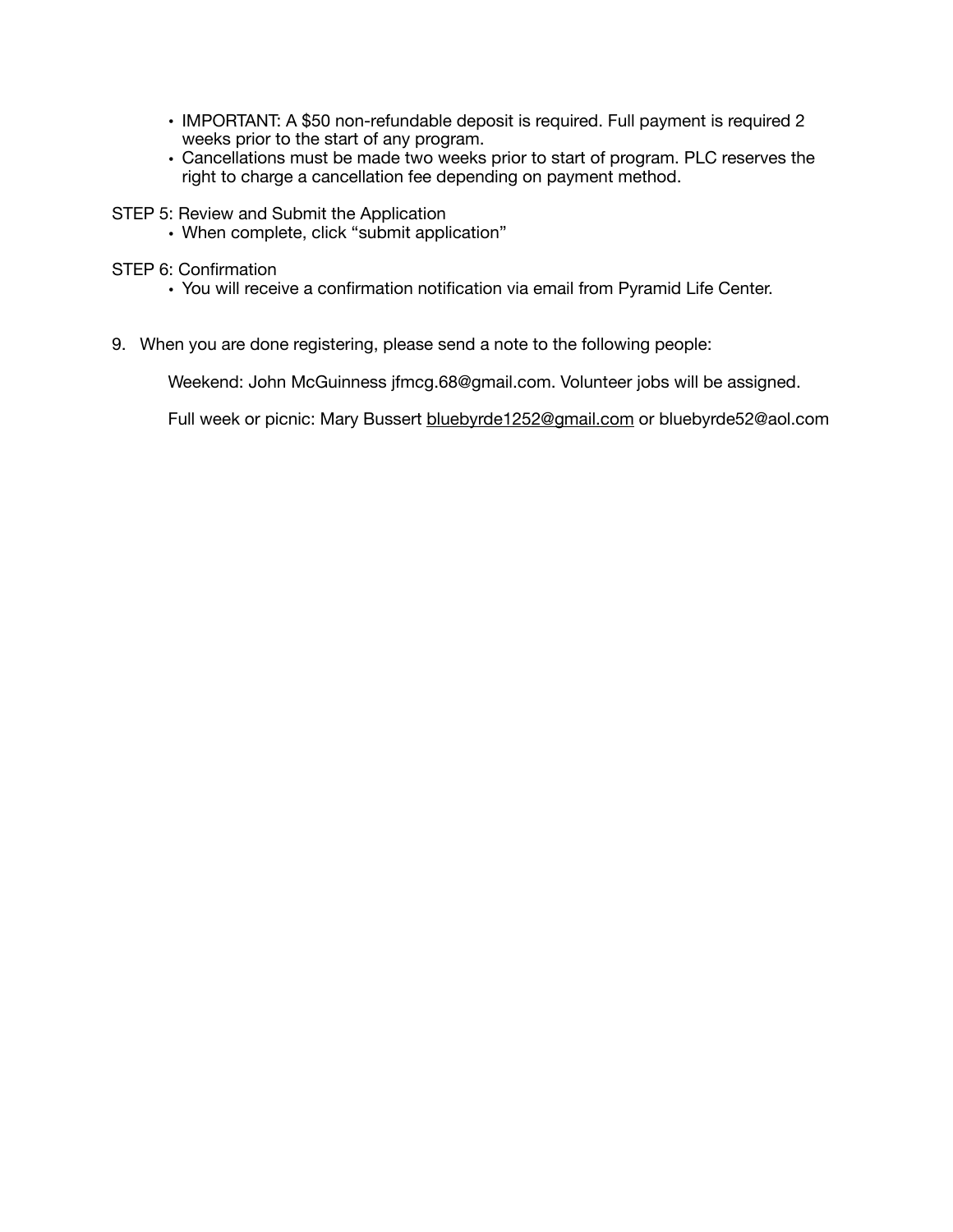- IMPORTANT: A $50 non-refundable deposit is required. Full payment is required 2 weeks prior to the start of any program.
- Cancellations must be made two weeks prior to start of program. PLC reserves the right to charge a cancellation fee depending on payment method.

STEP 5: Review and Submit the Application

- When complete, click "submit application"

STEP 6: Confirmation

- You will receive a confirmation notification via email from Pyramid Life Center.

9. When you are done registering, please send a note to the following people:

   Weekend: John McGuinness jfmcg.68@gmail.com. Volunteer jobs will be assigned.

   Full week or picnic: Mary Bussert bluebyrde1252@gmail.com or bluebyrde52@aol.com